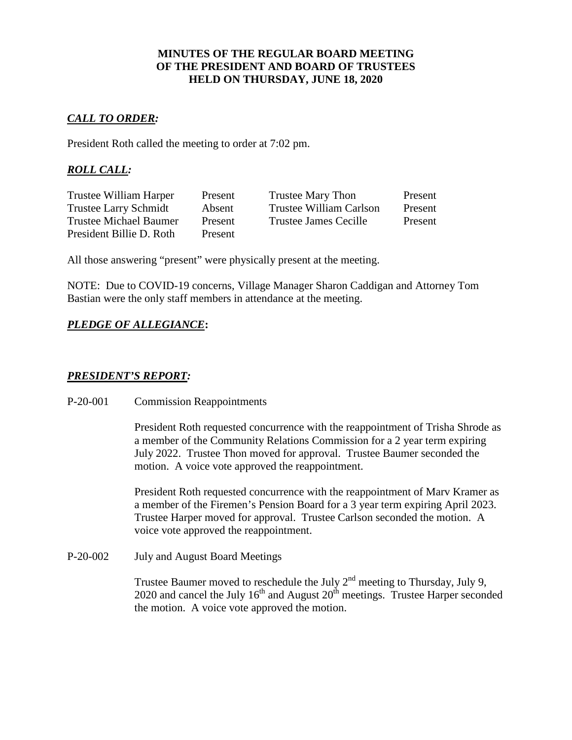**MINUTES OF THE REGULAR BOARD MEETING OF THE PRESIDENT AND BOARD OF TRUSTEES HELD ON THURSDAY, JUNE 18, 2020**

## ***CALL TO ORDER:***

President Roth called the meeting to order at 7:02 pm.

## ***ROLL CALL:***

| | | | |
|---|---|---|---|
| Trustee William Harper | Present | Trustee Mary Thon | Present |
| Trustee Larry Schmidt | Absent | Trustee William Carlson | Present |
| Trustee Michael Baumer | Present | Trustee James Cecille | Present |
| President Billie D. Roth | Present | | |

All those answering "present" were physically present at the meeting.

NOTE: Due to COVID-19 concerns, Village Manager Sharon Caddigan and Attorney Tom Bastian were the only staff members in attendance at the meeting.

## ***PLEDGE OF ALLEGIANCE:***

## ***PRESIDENT'S REPORT:***

P-20-001 Commission Reappointments

President Roth requested concurrence with the reappointment of Trisha Shrode as a member of the Community Relations Commission for a 2 year term expiring July 2022. Trustee Thon moved for approval. Trustee Baumer seconded the motion. A voice vote approved the reappointment.

President Roth requested concurrence with the reappointment of Marv Kramer as a member of the Firemen's Pension Board for a 3 year term expiring April 2023. Trustee Harper moved for approval. Trustee Carlson seconded the motion. A voice vote approved the reappointment.

P-20-002 July and August Board Meetings

Trustee Baumer moved to reschedule the July 2nd meeting to Thursday, July 9, 2020 and cancel the July 16th and August 20th meetings. Trustee Harper seconded the motion. A voice vote approved the motion.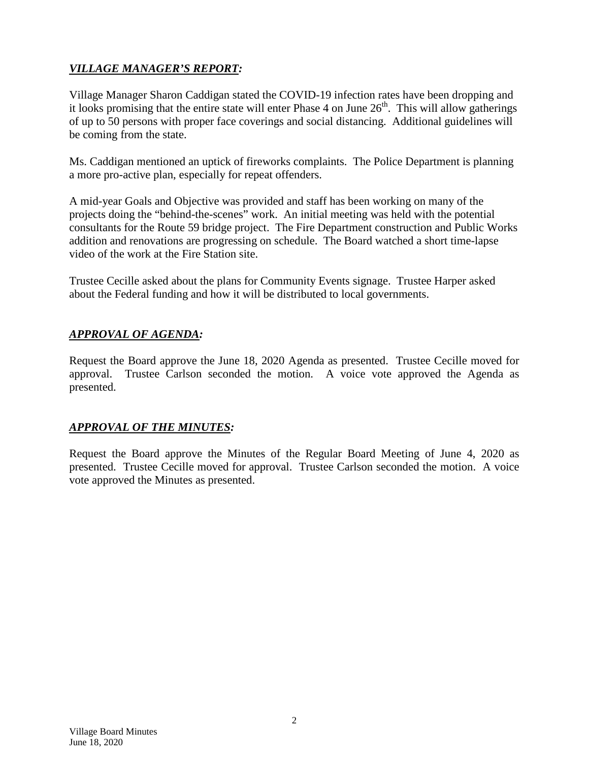## ***VILLAGE MANAGER'S REPORT:***

Village Manager Sharon Caddigan stated the COVID-19 infection rates have been dropping and it looks promising that the entire state will enter Phase 4 on June 26th. This will allow gatherings of up to 50 persons with proper face coverings and social distancing. Additional guidelines will be coming from the state.

Ms. Caddigan mentioned an uptick of fireworks complaints. The Police Department is planning a more pro-active plan, especially for repeat offenders.

A mid-year Goals and Objective was provided and staff has been working on many of the projects doing the "behind-the-scenes" work. An initial meeting was held with the potential consultants for the Route 59 bridge project. The Fire Department construction and Public Works addition and renovations are progressing on schedule. The Board watched a short time-lapse video of the work at the Fire Station site.

Trustee Cecille asked about the plans for Community Events signage. Trustee Harper asked about the Federal funding and how it will be distributed to local governments.

## ***APPROVAL OF AGENDA:***

Request the Board approve the June 18, 2020 Agenda as presented. Trustee Cecille moved for approval. Trustee Carlson seconded the motion. A voice vote approved the Agenda as presented.

## ***APPROVAL OF THE MINUTES:***

Request the Board approve the Minutes of the Regular Board Meeting of June 4, 2020 as presented. Trustee Cecille moved for approval. Trustee Carlson seconded the motion. A voice vote approved the Minutes as presented.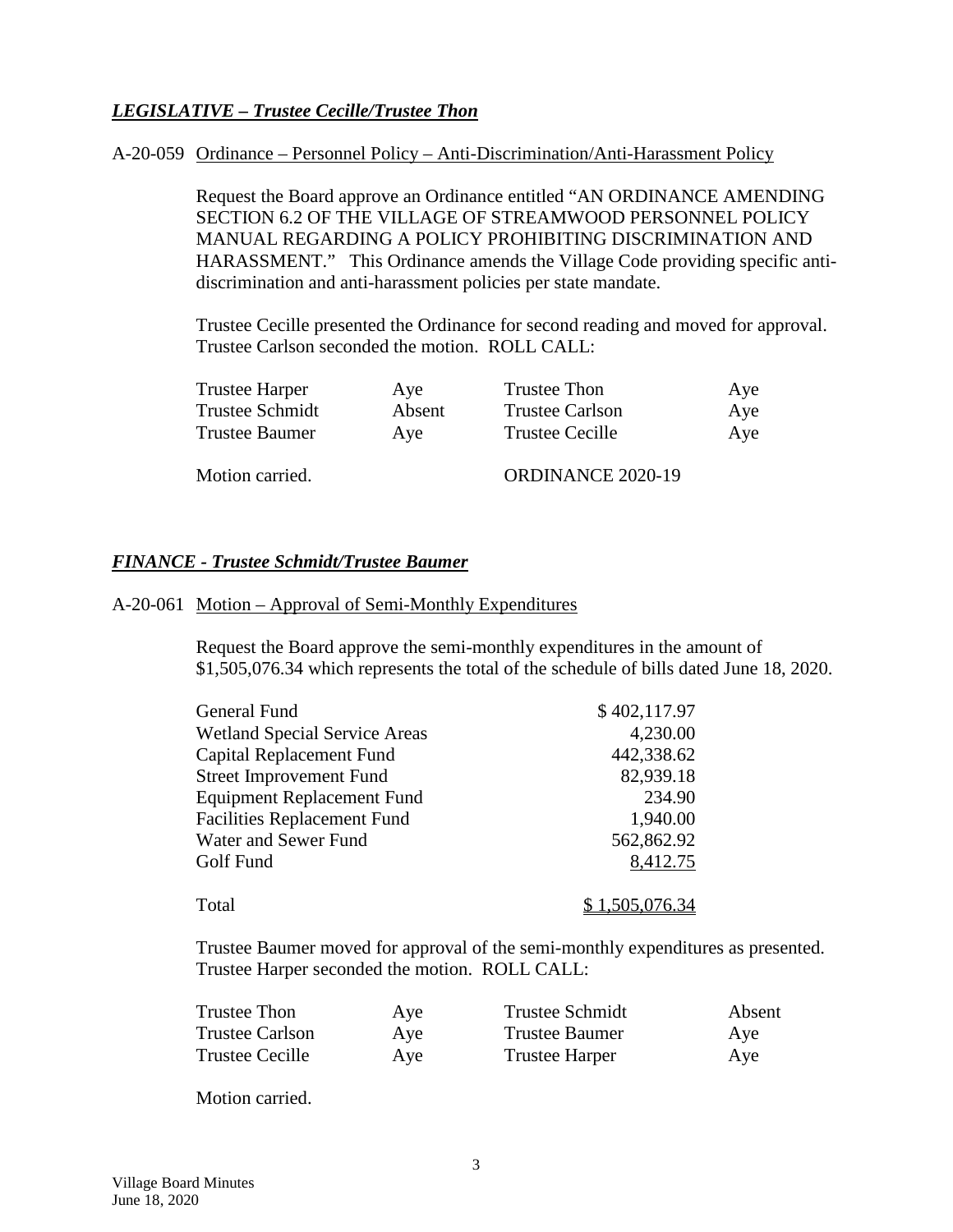### ***LEGISLATIVE – Trustee Cecille/Trustee Thon***

A-20-059 Ordinance – Personnel Policy – Anti-Discrimination/Anti-Harassment Policy

Request the Board approve an Ordinance entitled "AN ORDINANCE AMENDING SECTION 6.2 OF THE VILLAGE OF STREAMWOOD PERSONNEL POLICY MANUAL REGARDING A POLICY PROHIBITING DISCRIMINATION AND HARASSMENT." This Ordinance amends the Village Code providing specific anti-discrimination and anti-harassment policies per state mandate.

Trustee Cecille presented the Ordinance for second reading and moved for approval. Trustee Carlson seconded the motion. ROLL CALL:

| | | | |
|---|---|---|---|
| Trustee Harper | Aye | Trustee Thon | Aye |
| Trustee Schmidt | Absent | Trustee Carlson | Aye |
| Trustee Baumer | Aye | Trustee Cecille | Aye |

Motion carried. ORDINANCE 2020-19

### ***FINANCE - Trustee Schmidt/Trustee Baumer***

A-20-061 Motion – Approval of Semi-Monthly Expenditures

Request the Board approve the semi-monthly expenditures in the amount of $1,505,076.34 which represents the total of the schedule of bills dated June 18, 2020.

| | |
|---|---|
| General Fund | $ 402,117.97 |
| Wetland Special Service Areas | 4,230.00 |
| Capital Replacement Fund | 442,338.62 |
| Street Improvement Fund | 82,939.18 |
| Equipment Replacement Fund | 234.90 |
| Facilities Replacement Fund | 1,940.00 |
| Water and Sewer Fund | 562,862.92 |
| Golf Fund | 8,412.75 |
| Total | $ 1,505,076.34 |

Trustee Baumer moved for approval of the semi-monthly expenditures as presented. Trustee Harper seconded the motion. ROLL CALL:

| | | | |
|---|---|---|---|
| Trustee Thon | Aye | Trustee Schmidt | Absent |
| Trustee Carlson | Aye | Trustee Baumer | Aye |
| Trustee Cecille | Aye | Trustee Harper | Aye |

Motion carried.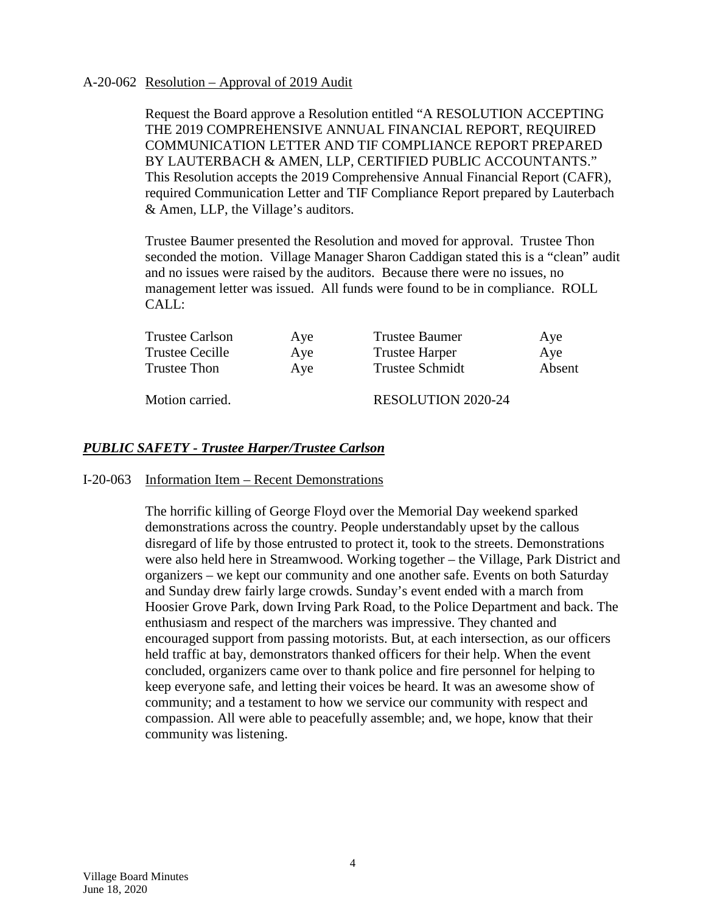A-20-062 Resolution – Approval of 2019 Audit

Request the Board approve a Resolution entitled "A RESOLUTION ACCEPTING THE 2019 COMPREHENSIVE ANNUAL FINANCIAL REPORT, REQUIRED COMMUNICATION LETTER AND TIF COMPLIANCE REPORT PREPARED BY LAUTERBACH & AMEN, LLP, CERTIFIED PUBLIC ACCOUNTANTS." This Resolution accepts the 2019 Comprehensive Annual Financial Report (CAFR), required Communication Letter and TIF Compliance Report prepared by Lauterbach & Amen, LLP, the Village's auditors.

Trustee Baumer presented the Resolution and moved for approval. Trustee Thon seconded the motion. Village Manager Sharon Caddigan stated this is a "clean" audit and no issues were raised by the auditors. Because there were no issues, no management letter was issued. All funds were found to be in compliance. ROLL CALL:

| | | | |
|---|---|---|---|
| Trustee Carlson | Aye | Trustee Baumer | Aye |
| Trustee Cecille | Aye | Trustee Harper | Aye |
| Trustee Thon | Aye | Trustee Schmidt | Absent |

Motion carried. RESOLUTION 2020-24

## ***PUBLIC SAFETY - Trustee Harper/Trustee Carlson***

I-20-063 Information Item – Recent Demonstrations

The horrific killing of George Floyd over the Memorial Day weekend sparked demonstrations across the country. People understandably upset by the callous disregard of life by those entrusted to protect it, took to the streets. Demonstrations were also held here in Streamwood. Working together – the Village, Park District and organizers – we kept our community and one another safe. Events on both Saturday and Sunday drew fairly large crowds. Sunday's event ended with a march from Hoosier Grove Park, down Irving Park Road, to the Police Department and back. The enthusiasm and respect of the marchers was impressive. They chanted and encouraged support from passing motorists. But, at each intersection, as our officers held traffic at bay, demonstrators thanked officers for their help. When the event concluded, organizers came over to thank police and fire personnel for helping to keep everyone safe, and letting their voices be heard. It was an awesome show of community; and a testament to how we service our community with respect and compassion. All were able to peacefully assemble; and, we hope, know that their community was listening.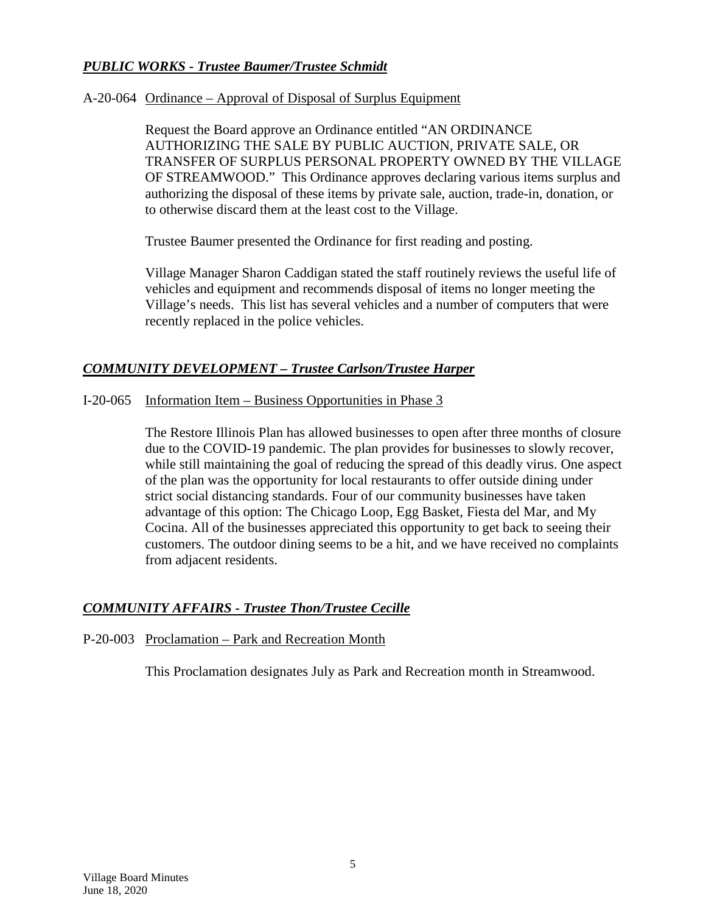***PUBLIC WORKS - Trustee Baumer/Trustee Schmidt***

A-20-064 Ordinance – Approval of Disposal of Surplus Equipment

Request the Board approve an Ordinance entitled "AN ORDINANCE AUTHORIZING THE SALE BY PUBLIC AUCTION, PRIVATE SALE, OR TRANSFER OF SURPLUS PERSONAL PROPERTY OWNED BY THE VILLAGE OF STREAMWOOD." This Ordinance approves declaring various items surplus and authorizing the disposal of these items by private sale, auction, trade-in, donation, or to otherwise discard them at the least cost to the Village.

Trustee Baumer presented the Ordinance for first reading and posting.

Village Manager Sharon Caddigan stated the staff routinely reviews the useful life of vehicles and equipment and recommends disposal of items no longer meeting the Village's needs. This list has several vehicles and a number of computers that were recently replaced in the police vehicles.

***COMMUNITY DEVELOPMENT – Trustee Carlson/Trustee Harper***

I-20-065 Information Item – Business Opportunities in Phase 3

The Restore Illinois Plan has allowed businesses to open after three months of closure due to the COVID-19 pandemic. The plan provides for businesses to slowly recover, while still maintaining the goal of reducing the spread of this deadly virus. One aspect of the plan was the opportunity for local restaurants to offer outside dining under strict social distancing standards. Four of our community businesses have taken advantage of this option: The Chicago Loop, Egg Basket, Fiesta del Mar, and My Cocina. All of the businesses appreciated this opportunity to get back to seeing their customers. The outdoor dining seems to be a hit, and we have received no complaints from adjacent residents.

***COMMUNITY AFFAIRS - Trustee Thon/Trustee Cecille***

P-20-003 Proclamation – Park and Recreation Month

This Proclamation designates July as Park and Recreation month in Streamwood.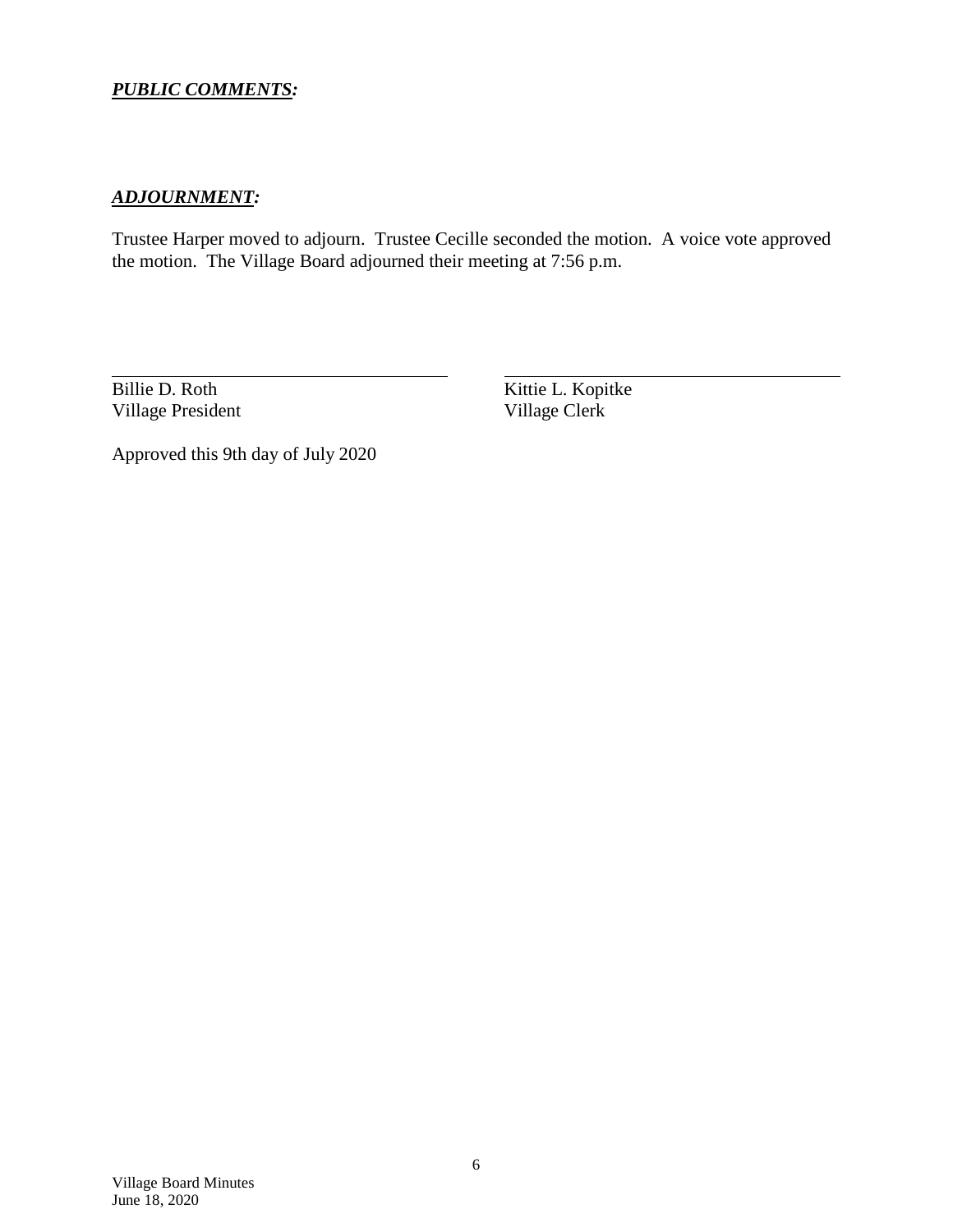***PUBLIC COMMENTS:***

***ADJOURNMENT:***

Trustee Harper moved to adjourn. Trustee Cecille seconded the motion. A voice vote approved the motion. The Village Board adjourned their meeting at 7:56 p.m.

| | |
|---|---|
| Billie D. Roth | Kittie L. Kopitke |
| Village President | Village Clerk |

Approved this 9th day of July 2020